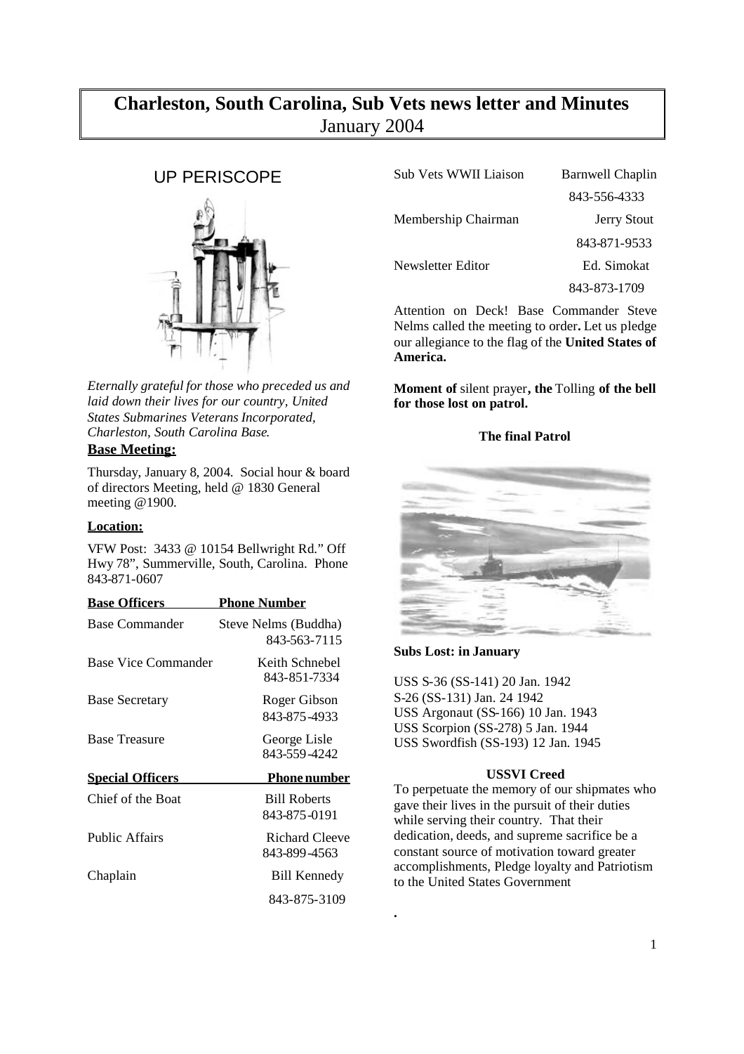# Charleston, South Carolina, Sub Vets news letter and Minutes
January 2004

## UP PERISCOPE

*Eternally grateful for those who preceded us and laid down their lives for our country, United States Submarines Veterans Incorporated, Charleston, South Carolina Base.*

**Base Meeting:**

Thursday, January 8, 2004. Social hour & board of directors Meeting, held @ 1830 General meeting @1900.

**Location:**

VFW Post: 3433 @ 10154 Bellwright Rd." Off Hwy 78", Summerville, South, Carolina. Phone 843-871-0607

| **Base Officers** | **Phone Number** |
|---|---|
| Base Commander | Steve Nelms (Buddha) 843-563-7115 |
| Base Vice Commander | Keith Schnebel 843-851-7334 |
| Base Secretary | Roger Gibson 843-875-4933 |
| Base Treasure | George Lisle 843-559-4242 |

| **Special Officers** | **Phone number** |
|---|---|
| Chief of the Boat | Bill Roberts 843-875-0191 |
| Public Affairs | Richard Cleeve 843-899-4563 |
| Chaplain | Bill Kennedy 843-875-3109 |
| Sub Vets WWII Liaison | Barnwell Chaplin 843-556-4333 |
| Membership Chairman | Jerry Stout 843-871-9533 |
| Newsletter Editor | Ed. Simokat 843-873-1709 |

Attention on Deck! Base Commander Steve Nelms called the meeting to order**.** Let us pledge our allegiance to the flag of the **United States of America.**

**Moment of** silent prayer**, the** Tolling **of the bell for those lost on patrol.**

**The final Patrol**

**Subs Lost: in January**

USS S-36 (SS-141) 20 Jan. 1942
S-26 (SS-131) Jan. 24 1942
USS Argonaut (SS-166) 10 Jan. 1943
USS Scorpion (SS-278) 5 Jan. 1944
USS Swordfish (SS-193) 12 Jan. 1945

**USSVI Creed**

To perpetuate the memory of our shipmates who gave their lives in the pursuit of their duties while serving their country. That their dedication, deeds, and supreme sacrifice be a constant source of motivation toward greater accomplishments, Pledge loyalty and Patriotism to the United States Government

.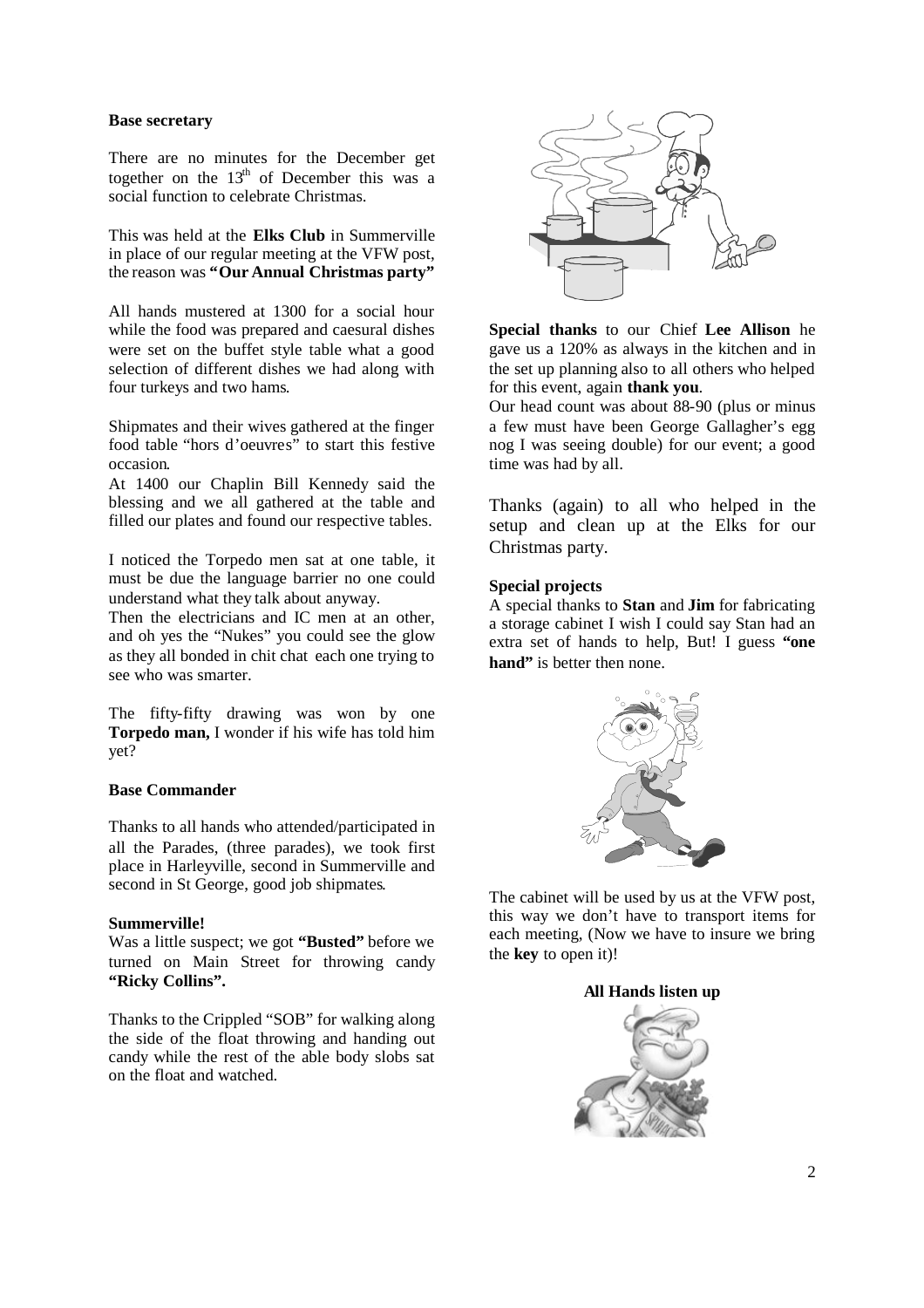**Base secretary**

There are no minutes for the December get together on the 13th of December this was a social function to celebrate Christmas.

This was held at the **Elks Club** in Summerville in place of our regular meeting at the VFW post, the reason was **"Our Annual Christmas party"**

All hands mustered at 1300 for a social hour while the food was prepared and caesural dishes were set on the buffet style table what a good selection of different dishes we had along with four turkeys and two hams.

Shipmates and their wives gathered at the finger food table "hors d'oeuvres" to start this festive occasion.
At 1400 our Chaplin Bill Kennedy said the blessing and we all gathered at the table and filled our plates and found our respective tables.

I noticed the Torpedo men sat at one table, it must be due the language barrier no one could understand what they talk about anyway.
Then the electricians and IC men at an other, and oh yes the "Nukes" you could see the glow as they all bonded in chit chat each one trying to see who was smarter.

The fifty-fifty drawing was won by one **Torpedo man,** I wonder if his wife has told him yet?

**Base Commander**

Thanks to all hands who attended/participated in all the Parades, (three parades), we took first place in Harleyville, second in Summerville and second in St George, good job shipmates.

**Summerville!**
Was a little suspect; we got **"Busted"** before we turned on Main Street for throwing candy **"Ricky Collins".**

Thanks to the Crippled "SOB" for walking along the side of the float throwing and handing out candy while the rest of the able body slobs sat on the float and watched.

**Special thanks** to our Chief **Lee Allison** he gave us a 120% as always in the kitchen and in the set up planning also to all others who helped for this event, again **thank you**.
Our head count was about 88-90 (plus or minus a few must have been George Gallagher's egg nog I was seeing double) for our event; a good time was had by all.

Thanks (again) to all who helped in the setup and clean up at the Elks for our Christmas party.

**Special projects**
A special thanks to **Stan** and **Jim** for fabricating a storage cabinet I wish I could say Stan had an extra set of hands to help, But! I guess **"one hand"** is better then none.

The cabinet will be used by us at the VFW post, this way we don't have to transport items for each meeting, (Now we have to insure we bring the **key** to open it)!

**All Hands listen up**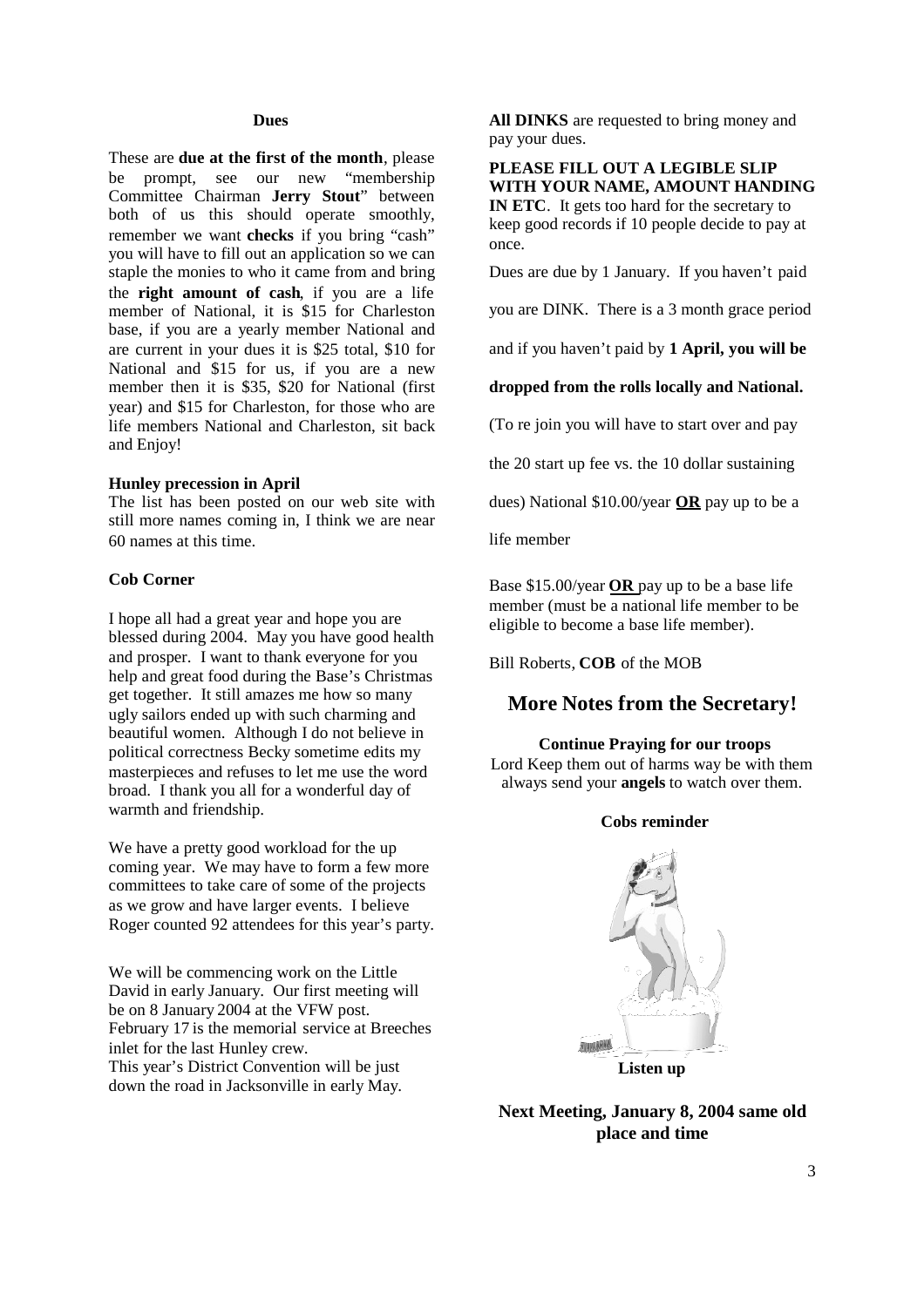### Dues

These are **due at the first of the month**, please be prompt, see our new "membership Committee Chairman **Jerry Stout**" between both of us this should operate smoothly, remember we want **checks** if you bring "cash" you will have to fill out an application so we can staple the monies to who it came from and bring the **right amount of cash**, if you are a life member of National, it is $15 for Charleston base, if you are a yearly member National and are current in your dues it is $25 total, $10 for National and $15 for us, if you are a new member then it is $35, $20 for National (first year) and $15 for Charleston, for those who are life members National and Charleston, sit back and Enjoy!

### Hunley precession in April

The list has been posted on our web site with still more names coming in, I think we are near 60 names at this time.

### Cob Corner

I hope all had a great year and hope you are blessed during 2004. May you have good health and prosper. I want to thank everyone for you help and great food during the Base's Christmas get together. It still amazes me how so many ugly sailors ended up with such charming and beautiful women. Although I do not believe in political correctness Becky sometime edits my masterpieces and refuses to let me use the word broad. I thank you all for a wonderful day of warmth and friendship.

We have a pretty good workload for the up coming year. We may have to form a few more committees to take care of some of the projects as we grow and have larger events. I believe Roger counted 92 attendees for this year's party.

We will be commencing work on the Little David in early January. Our first meeting will be on 8 January 2004 at the VFW post.
February 17 is the memorial service at Breeches inlet for the last Hunley crew.
This year's District Convention will be just down the road in Jacksonville in early May.

**All DINKS** are requested to bring money and pay your dues.

**PLEASE FILL OUT A LEGIBLE SLIP WITH YOUR NAME, AMOUNT HANDING IN ETC**. It gets too hard for the secretary to keep good records if 10 people decide to pay at once.

Dues are due by 1 January. If you haven't paid you are DINK. There is a 3 month grace period and if you haven't paid by **1 April, you will be dropped from the rolls locally and National.**

(To re join you will have to start over and pay the 20 start up fee vs. the 10 dollar sustaining dues) National $10.00/year **OR** pay up to be a life member

Base $15.00/year **OR** pay up to be a base life member (must be a national life member to be eligible to become a base life member).

Bill Roberts, **COB** of the MOB

## More Notes from the Secretary!

**Continue Praying for our troops**

Lord Keep them out of harms way be with them always send your **angels** to watch over them.

**Cobs reminder**

**Listen up**

**Next Meeting, January 8, 2004 same old place and time**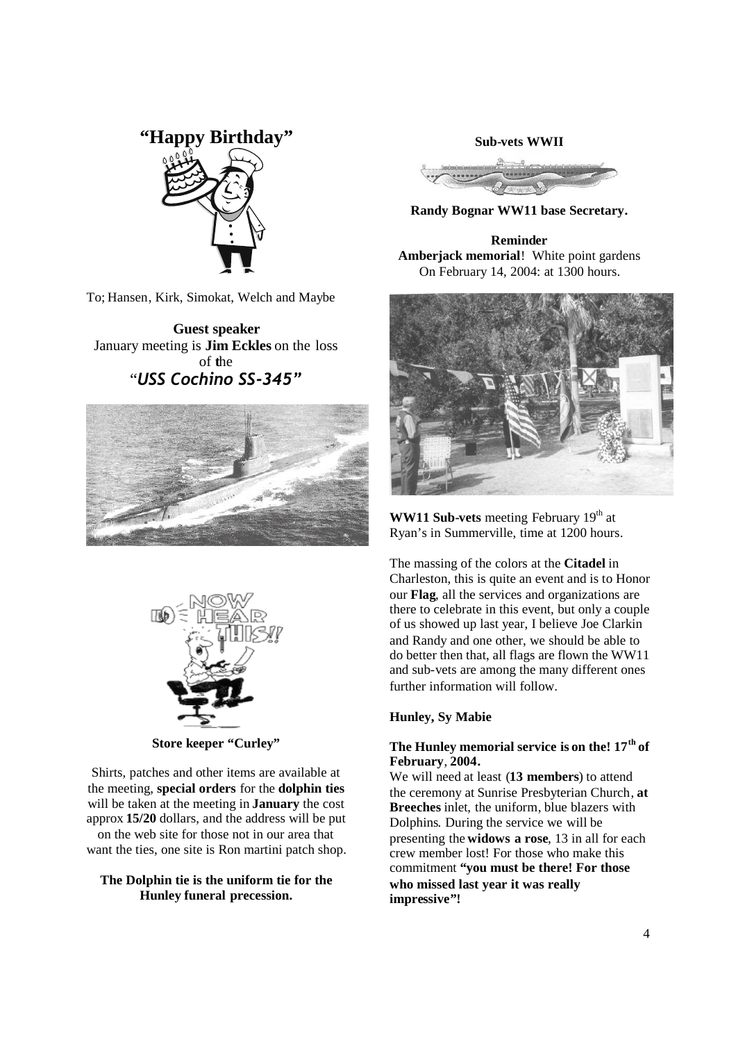## “Happy Birthday”

To; Hansen, Kirk, Simokat, Welch and Maybe

**Guest speaker**
January meeting is **Jim Eckles** on the loss of the
“***USS Cochino SS-345”***

**Store keeper “Curley”**

Shirts, patches and other items are available at the meeting, **special orders** for the **dolphin ties** will be taken at the meeting in **January** the cost approx **15/20** dollars, and the address will be put on the web site for those not in our area that want the ties, one site is Ron martini patch shop.

**The Dolphin tie is the uniform tie for the Hunley funeral precession.**

**Sub-vets WWII**

**Randy Bognar WW11 base Secretary.**

**Reminder**
**Amberjack memorial**! White point gardens On February 14, 2004: at 1300 hours.

**WW11 Sub-vets** meeting February 19th at Ryan’s in Summerville, time at 1200 hours.

The massing of the colors at the **Citadel** in Charleston, this is quite an event and is to Honor our **Flag**, all the services and organizations are there to celebrate in this event, but only a couple of us showed up last year, I believe Joe Clarkin and Randy and one other, we should be able to do better then that, all flags are flown the WW11 and sub-vets are among the many different ones further information will follow.

**Hunley, Sy Mabie**

**The Hunley memorial service is on the! 17th of February**, **2004.**

We will need at least (**13 members**) to attend the ceremony at Sunrise Presbyterian Church, **at Breeches** inlet, the uniform, blue blazers with Dolphins. During the service we will be presenting the **widows a rose**, 13 in all for each crew member lost! For those who make this commitment **“you must be there! For those who missed last year it was really impressive”!**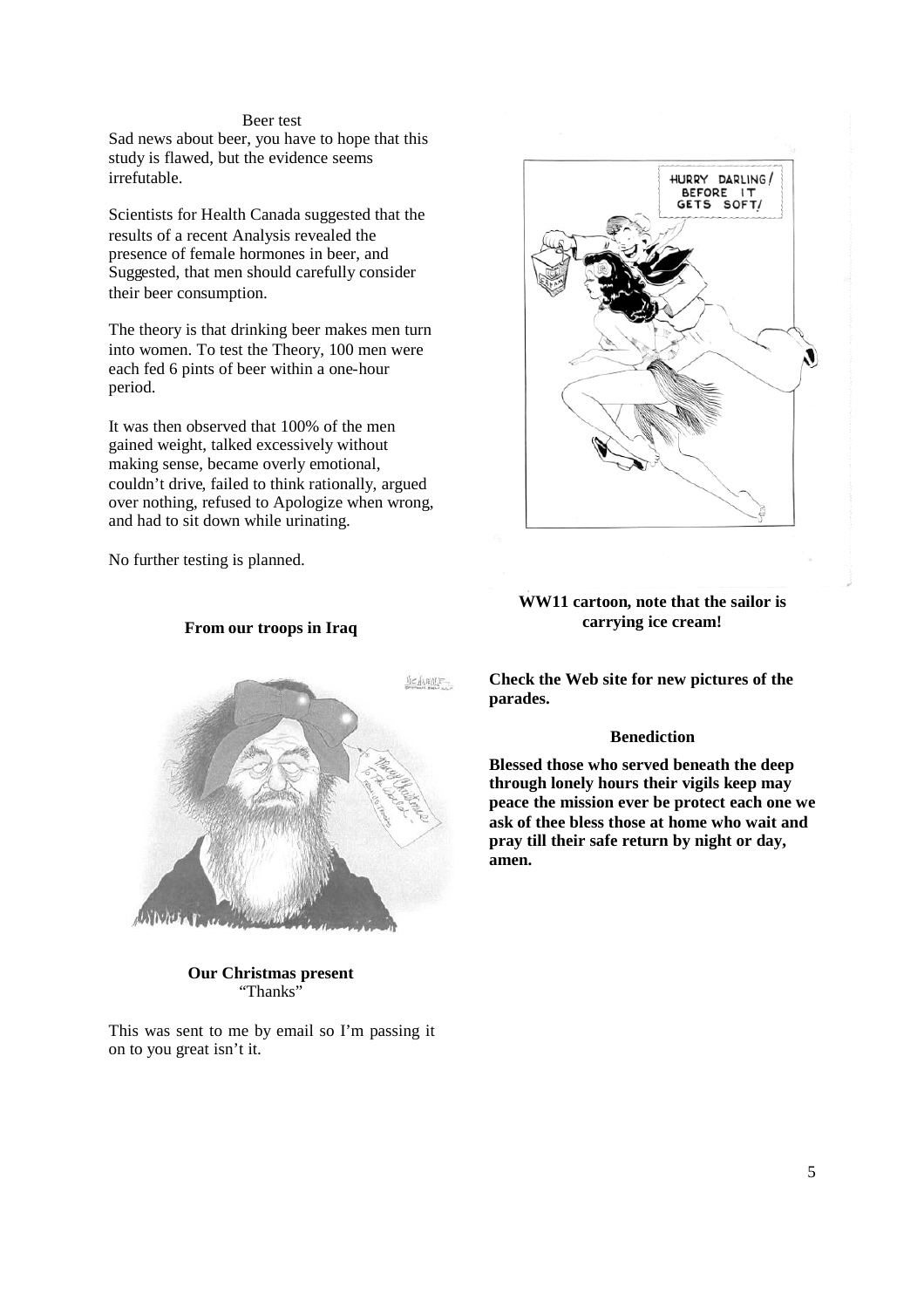### Beer test

Sad news about beer, you have to hope that this study is flawed, but the evidence seems irrefutable.

Scientists for Health Canada suggested that the results of a recent Analysis revealed the presence of female hormones in beer, and Suggested, that men should carefully consider their beer consumption.

The theory is that drinking beer makes men turn into women. To test the Theory, 100 men were each fed 6 pints of beer within a one-hour period.

It was then observed that 100% of the men gained weight, talked excessively without making sense, became overly emotional, couldn't drive, failed to think rationally, argued over nothing, refused to Apologize when wrong, and had to sit down while urinating.

No further testing is planned.

**From our troops in Iraq**

**Our Christmas present**
"Thanks"

This was sent to me by email so I'm passing it on to you great isn't it.

**WW11 cartoon, note that the sailor is carrying ice cream!**

**Check the Web site for new pictures of the parades.**

**Benediction**

**Blessed those who served beneath the deep through lonely hours their vigils keep may peace the mission ever be protect each one we ask of thee bless those at home who wait and pray till their safe return by night or day, amen.**